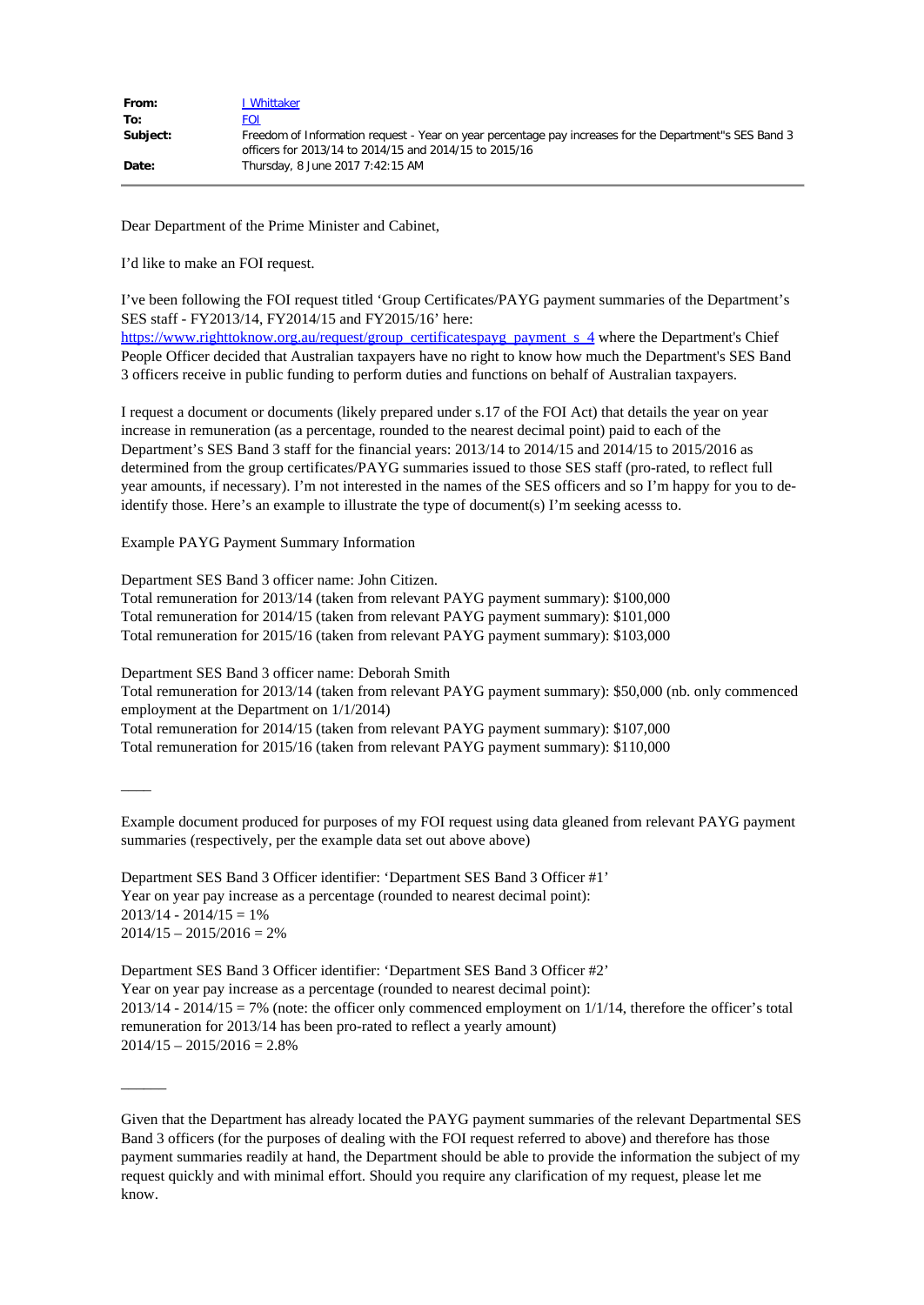| | |
|---|---|
| **From:** | I Whittaker |
| **To:** | FOI |
| **Subject:** | Freedom of Information request - Year on year percentage pay increases for the Department"s SES Band 3 officers for 2013/14 to 2014/15 and 2014/15 to 2015/16 |
| **Date:** | Thursday, 8 June 2017 7:42:15 AM |

Dear Department of the Prime Minister and Cabinet,

I'd like to make an FOI request.

I've been following the FOI request titled 'Group Certificates/PAYG payment summaries of the Department's SES staff - FY2013/14, FY2014/15 and FY2015/16' here: https://www.righttoknow.org.au/request/group_certificatespayg_payment_s_4 where the Department's Chief People Officer decided that Australian taxpayers have no right to know how much the Department's SES Band 3 officers receive in public funding to perform duties and functions on behalf of Australian taxpayers.

I request a document or documents (likely prepared under s.17 of the FOI Act) that details the year on year increase in remuneration (as a percentage, rounded to the nearest decimal point) paid to each of the Department's SES Band 3 staff for the financial years: 2013/14 to 2014/15 and 2014/15 to 2015/2016 as determined from the group certificates/PAYG summaries issued to those SES staff (pro-rated, to reflect full year amounts, if necessary). I'm not interested in the names of the SES officers and so I'm happy for you to de-identify those. Here's an example to illustrate the type of document(s) I'm seeking acesss to.

Example PAYG Payment Summary Information

Department SES Band 3 officer name: John Citizen.
Total remuneration for 2013/14 (taken from relevant PAYG payment summary): $100,000
Total remuneration for 2014/15 (taken from relevant PAYG payment summary): $101,000
Total remuneration for 2015/16 (taken from relevant PAYG payment summary): $103,000

Department SES Band 3 officer name: Deborah Smith
Total remuneration for 2013/14 (taken from relevant PAYG payment summary): $50,000 (nb. only commenced employment at the Department on 1/1/2014)
Total remuneration for 2014/15 (taken from relevant PAYG payment summary): $107,000
Total remuneration for 2015/16 (taken from relevant PAYG payment summary): $110,000

----

Example document produced for purposes of my FOI request using data gleaned from relevant PAYG payment summaries (respectively, per the example data set out above above)

Department SES Band 3 Officer identifier: 'Department SES Band 3 Officer #1'
Year on year pay increase as a percentage (rounded to nearest decimal point):
2013/14 - 2014/15 = 1%
2014/15 – 2015/2016 = 2%

Department SES Band 3 Officer identifier: 'Department SES Band 3 Officer #2'
Year on year pay increase as a percentage (rounded to nearest decimal point):
2013/14 - 2014/15 = 7% (note: the officer only commenced employment on 1/1/14, therefore the officer's total remuneration for 2013/14 has been pro-rated to reflect a yearly amount)
2014/15 – 2015/2016 = 2.8%

------

Given that the Department has already located the PAYG payment summaries of the relevant Departmental SES Band 3 officers (for the purposes of dealing with the FOI request referred to above) and therefore has those payment summaries readily at hand, the Department should be able to provide the information the subject of my request quickly and with minimal effort. Should you require any clarification of my request, please let me know.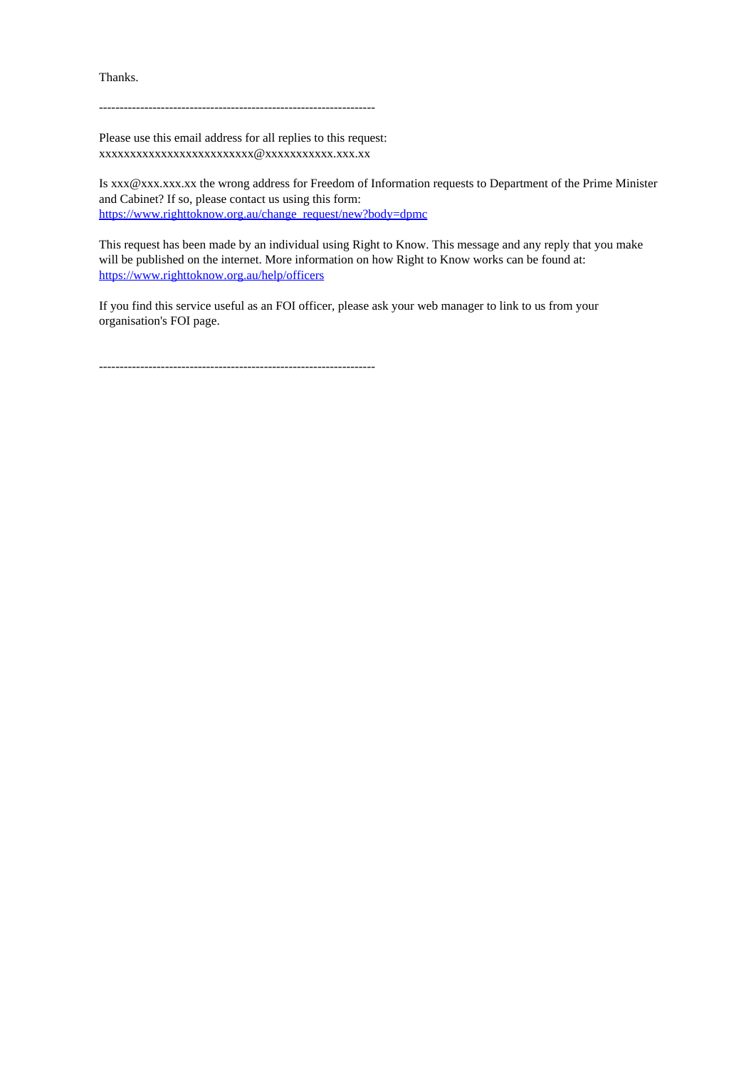Thanks.

-------------------------------------------------------------------

Please use this email address for all replies to this request:
xxxxxxxxxxxxxxxxxxxxxxxxx@xxxxxxxxxxx.xxx.xx

Is xxx@xxx.xxx.xx the wrong address for Freedom of Information requests to Department of the Prime Minister and Cabinet? If so, please contact us using this form:
https://www.righttoknow.org.au/change_request/new?body=dpmc

This request has been made by an individual using Right to Know. This message and any reply that you make will be published on the internet. More information on how Right to Know works can be found at:
https://www.righttoknow.org.au/help/officers

If you find this service useful as an FOI officer, please ask your web manager to link to us from your organisation's FOI page.

-------------------------------------------------------------------